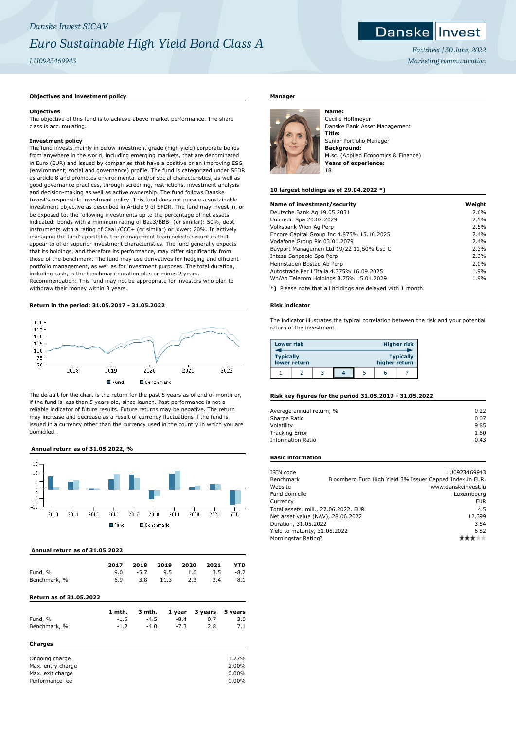Danske Invest SICAV

# Euro Sustainable High Yield Bond Class A

LU0923469943

Factsheet | 30 June, 2022

Marketing communication

## Objectives and investment policy

**Objectives**

The objective of this fund is to achieve above-market performance. The share class is accumulating.

**Investment policy**

The fund invests mainly in below investment grade (high yield) corporate bonds from anywhere in the world, including emerging markets, that are denominated in Euro (EUR) and issued by companies that have a positive or an improving ESG (environment, social and governance) profile. The fund is categorized under SFDR as article 8 and promotes environmental and/or social characteristics, as well as good governance practices, through screening, restrictions, investment analysis and decision-making as well as active ownership. The fund follows Danske Invest's responsible investment policy. This fund does not pursue a sustainable investment objective as described in Article 9 of SFDR. The fund may invest in, or be exposed to, the following investments up to the percentage of net assets indicated: bonds with a minimum rating of Baa3/BBB- (or similar): 50%, debt instruments with a rating of Caa1/CCC+ (or similar) or lower: 20%. In actively managing the fund's portfolio, the management team selects securities that appear to offer superior investment characteristics. The fund generally expects that its holdings, and therefore its performance, may differ significantly from those of the benchmark. The fund may use derivatives for hedging and efficient portfolio management, as well as for investment purposes. The total duration, including cash, is the benchmark duration plus or minus 2 years.
Recommendation: This fund may not be appropriate for investors who plan to withdraw their money within 3 years.

## Return in the period: 31.05.2017 - 31.05.2022

■ Fund ■ Benchmark

The default for the chart is the return for the past 5 years as of end of month or, if the fund is less than 5 years old, since launch. Past performance is not a reliable indicator of future results. Future returns may be negative. The return may increase and decrease as a result of currency fluctuations if the fund is issued in a currency other than the currency used in the country in which you are domiciled.

## Annual return as of 31.05.2022, %

■ Fund ■ Benchmark

## Annual return as of 31.05.2022

| | 2017 | 2018 | 2019 | 2020 | 2021 | YTD |
|---|---|---|---|---|---|---|
| Fund, % | 9.0 | -5.7 | 9.5 | 1.6 | 3.5 | -8.7 |
| Benchmark, % | 6.9 | -3.8 | 11.3 | 2.3 | 3.4 | -8.1 |

## Return as of 31.05.2022

| | 1 mth. | 3 mth. | 1 year | 3 years | 5 years |
|---|---|---|---|---|---|
| Fund, % | -1.5 | -4.5 | -8.4 | 0.7 | 3.0 |
| Benchmark, % | -1.2 | -4.0 | -7.3 | 2.8 | 7.1 |

## Charges

| | |
|---|---|
| Ongoing charge | 1.27% |
| Max. entry charge | 2.00% |
| Max. exit charge | 0.00% |
| Performance fee | 0.00% |

## Manager

**Name:**
Cecilie Hoffmeyer
Danske Bank Asset Management
**Title:**
Senior Portfolio Manager
**Background:**
M.sc. (Applied Economics & Finance)
**Years of experience:**
18

## 10 largest holdings as of 29.04.2022 *)

| Name of investment/security | Weight |
|---|---|
| Deutsche Bank Ag 19.05.2031 | 2.6% |
| Unicredit Spa 20.02.2029 | 2.5% |
| Volksbank Wien Ag Perp | 2.5% |
| Encore Capital Group Inc 4.875% 15.10.2025 | 2.4% |
| Vodafone Group Plc 03.01.2079 | 2.4% |
| Bayport Managemen Ltd 19/22 11,50% Usd C | 2.3% |
| Intesa Sanpaolo Spa Perp | 2.3% |
| Heimstaden Bostad Ab Perp | 2.0% |
| Autostrade Per L'Italia 4.375% 16.09.2025 | 1.9% |
| Wp/Ap Telecom Holdings 3.75% 15.01.2029 | 1.9% |

**\*)** Please note that all holdings are delayed with 1 month.

## Risk indicator

The indicator illustrates the typical correlation between the risk and your potential return of the investment.

| Lower risk | | | | | | Higher risk |
|---|---|---|---|---|---|---|
| Typically lower return | | | | | | Typically higher return |
| 1 | 2 | 3 | **4** | 5 | 6 | 7 |

## Risk key figures for the period 31.05.2019 - 31.05.2022

| | |
|---|---|
| Average annual return, % | 0.22 |
| Sharpe Ratio | 0.07 |
| Volatility | 9.85 |
| Tracking Error | 1.60 |
| Information Ratio | -0.43 |

## Basic information

| | |
|---|---|
| ISIN code | LU0923469943 |
| Benchmark | Bloomberg Euro High Yield 3% Issuer Capped Index in EUR. |
| Website | www.danskeinvest.lu |
| Fund domicile | Luxembourg |
| Currency | EUR |
| Total assets, mill., 27.06.2022, EUR | 4.5 |
| Net asset value (NAV), 28.06.2022 | 12.399 |
| Duration, 31.05.2022 | 3.54 |
| Yield to maturity, 31.05.2022 | 6.82 |
| Morningstar Rating? | ★★★☆☆ |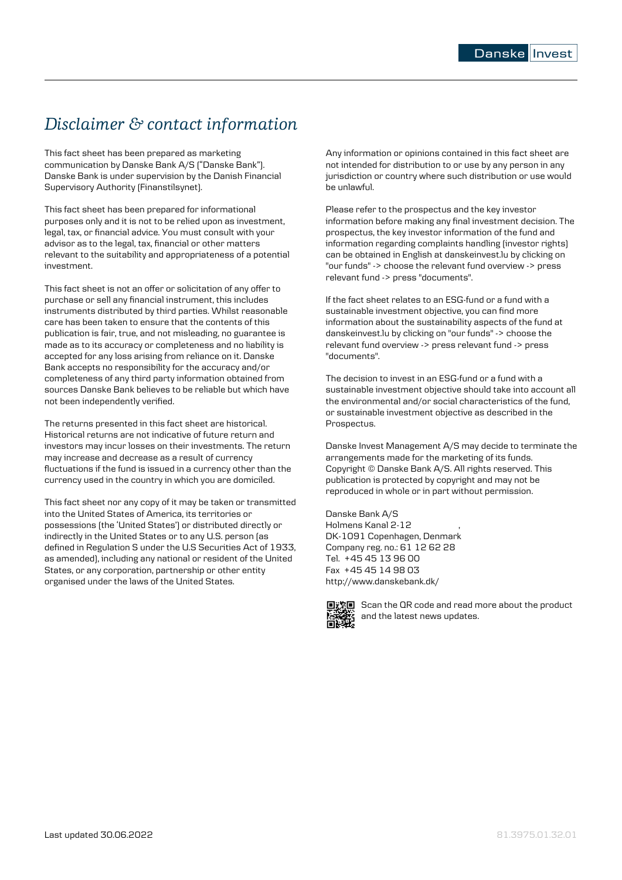# *Disclaimer & contact information*

This fact sheet has been prepared as marketing communication by Danske Bank A/S ("Danske Bank"). Danske Bank is under supervision by the Danish Financial Supervisory Authority (Finanstilsynet).

This fact sheet has been prepared for informational purposes only and it is not to be relied upon as investment, legal, tax, or financial advice. You must consult with your advisor as to the legal, tax, financial or other matters relevant to the suitability and appropriateness of a potential investment.

This fact sheet is not an offer or solicitation of any offer to purchase or sell any financial instrument, this includes instruments distributed by third parties. Whilst reasonable care has been taken to ensure that the contents of this publication is fair, true, and not misleading, no guarantee is made as to its accuracy or completeness and no liability is accepted for any loss arising from reliance on it. Danske Bank accepts no responsibility for the accuracy and/or completeness of any third party information obtained from sources Danske Bank believes to be reliable but which have not been independently verified.

The returns presented in this fact sheet are historical. Historical returns are not indicative of future return and investors may incur losses on their investments. The return may increase and decrease as a result of currency fluctuations if the fund is issued in a currency other than the currency used in the country in which you are domiciled.

This fact sheet nor any copy of it may be taken or transmitted into the United States of America, its territories or possessions (the 'United States') or distributed directly or indirectly in the United States or to any U.S. person (as defined in Regulation S under the U.S Securities Act of 1933, as amended), including any national or resident of the United States, or any corporation, partnership or other entity organised under the laws of the United States.

Any information or opinions contained in this fact sheet are not intended for distribution to or use by any person in any jurisdiction or country where such distribution or use would be unlawful.

Please refer to the prospectus and the key investor information before making any final investment decision. The prospectus, the key investor information of the fund and information regarding complaints handling (investor rights) can be obtained in English at danskeinvest.lu by clicking on "our funds" -> choose the relevant fund overview -> press relevant fund -> press "documents".

If the fact sheet relates to an ESG-fund or a fund with a sustainable investment objective, you can find more information about the sustainability aspects of the fund at danskeinvest.lu by clicking on "our funds" -> choose the relevant fund overview -> press relevant fund -> press "documents".

The decision to invest in an ESG-fund or a fund with a sustainable investment objective should take into account all the environmental and/or social characteristics of the fund, or sustainable investment objective as described in the Prospectus.

Danske Invest Management A/S may decide to terminate the arrangements made for the marketing of its funds. Copyright © Danske Bank A/S. All rights reserved. This publication is protected by copyright and may not be reproduced in whole or in part without permission.

Danske Bank A/S
Holmens Kanal 2-12
DK-1091 Copenhagen, Denmark
Company reg. no.: 61 12 62 28
Tel. +45 45 13 96 00
Fax +45 45 14 98 03
http://www.danskebank.dk/

Scan the QR code and read more about the product and the latest news updates.

Last updated 30.06.2022

81.3975.01.32.01